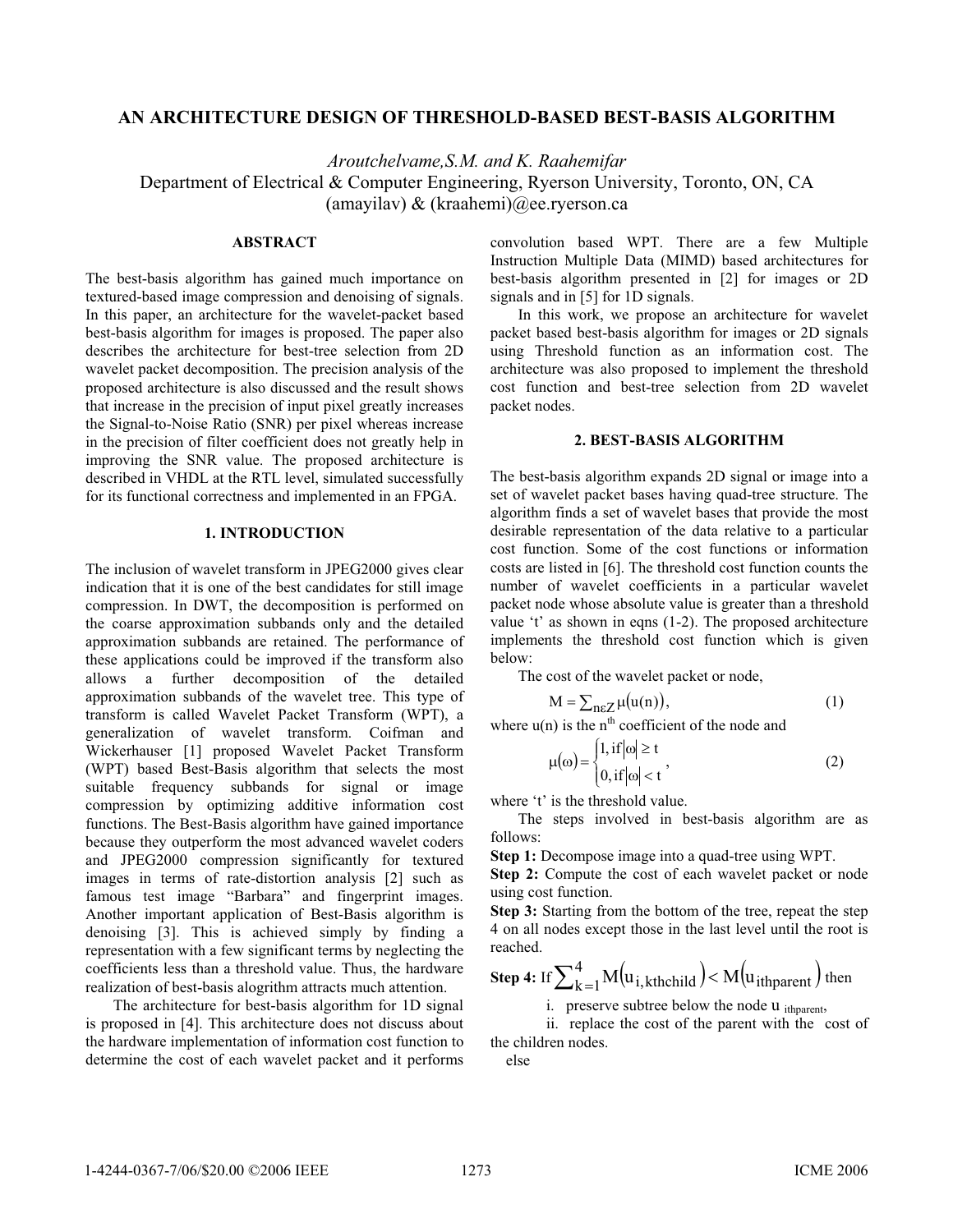# AN ARCHITECTURE DESIGN OF THRESHOLD-BASED BEST-BASIS ALGORITHM

*Aroutchelvame,S.M. and K. Raahemifar*

Department of Electrical & Computer Engineering, Ryerson University, Toronto, ON, CA

(amayilav) & (kraahemi)@ee.ryerson.ca

## ABSTRACT

The best-basis algorithm has gained much importance on textured-based image compression and denoising of signals. In this paper, an architecture for the wavelet-packet based best-basis algorithm for images is proposed. The paper also describes the architecture for best-tree selection from 2D wavelet packet decomposition. The precision analysis of the proposed architecture is also discussed and the result shows that increase in the precision of input pixel greatly increases the Signal-to-Noise Ratio (SNR) per pixel whereas increase in the precision of filter coefficient does not greatly help in improving the SNR value. The proposed architecture is described in VHDL at the RTL level, simulated successfully for its functional correctness and implemented in an FPGA.

## 1. INTRODUCTION

The inclusion of wavelet transform in JPEG2000 gives clear indication that it is one of the best candidates for still image compression. In DWT, the decomposition is performed on the coarse approximation subbands only and the detailed approximation subbands are retained. The performance of these applications could be improved if the transform also allows a further decomposition of the detailed approximation subbands of the wavelet tree. This type of transform is called Wavelet Packet Transform (WPT), a generalization of wavelet transform. Coifman and Wickerhauser [1] proposed Wavelet Packet Transform (WPT) based Best-Basis algorithm that selects the most suitable frequency subbands for signal or image compression by optimizing additive information cost functions. The Best-Basis algorithm have gained importance because they outperform the most advanced wavelet coders and JPEG2000 compression significantly for textured images in terms of rate-distortion analysis [2] such as famous test image "Barbara" and fingerprint images. Another important application of Best-Basis algorithm is denoising [3]. This is achieved simply by finding a representation with a few significant terms by neglecting the coefficients less than a threshold value. Thus, the hardware realization of best-basis alogrithm attracts much attention.

The architecture for best-basis algorithm for 1D signal is proposed in [4]. This architecture does not discuss about the hardware implementation of information cost function to determine the cost of each wavelet packet and it performs convolution based WPT. There are a few Multiple Instruction Multiple Data (MIMD) based architectures for best-basis algorithm presented in [2] for images or 2D signals and in [5] for 1D signals.

In this work, we propose an architecture for wavelet packet based best-basis algorithm for images or 2D signals using Threshold function as an information cost. The architecture was also proposed to implement the threshold cost function and best-tree selection from 2D wavelet packet nodes.

## 2. BEST-BASIS ALGORITHM

The best-basis algorithm expands 2D signal or image into a set of wavelet packet bases having quad-tree structure. The algorithm finds a set of wavelet bases that provide the most desirable representation of the data relative to a particular cost function. Some of the cost functions or information costs are listed in [6]. The threshold cost function counts the number of wavelet coefficients in a particular wavelet packet node whose absolute value is greater than a threshold value 't' as shown in eqns (1-2). The proposed architecture implements the threshold cost function which is given below:

The cost of the wavelet packet or node,

$$M = \sum_{n \varepsilon Z} \mu(u(n)), \tag{1}$$

where u(n) is the $n^{th}$ coefficient of the node and

$$\mu(\omega) = \begin{cases} 1, \text{if} \, |\omega| \geq t \\ 0, \text{if} \, |\omega| < t \end{cases}, \tag{2}$$

where 't' is the threshold value.

The steps involved in best-basis algorithm are as follows:

**Step 1:** Decompose image into a quad-tree using WPT.

**Step 2:** Compute the cost of each wavelet packet or node using cost function.

**Step 3:** Starting from the bottom of the tree, repeat the step 4 on all nodes except those in the last level until the root is reached.

**Step 4:** If $\sum_{k=1}^{4} M(u_{i,kthchild}) < M(u_{ithparent})$ then

i. preserve subtree below the node $u_{ithparent}$,

ii. replace the cost of the parent with the cost of the children nodes.

else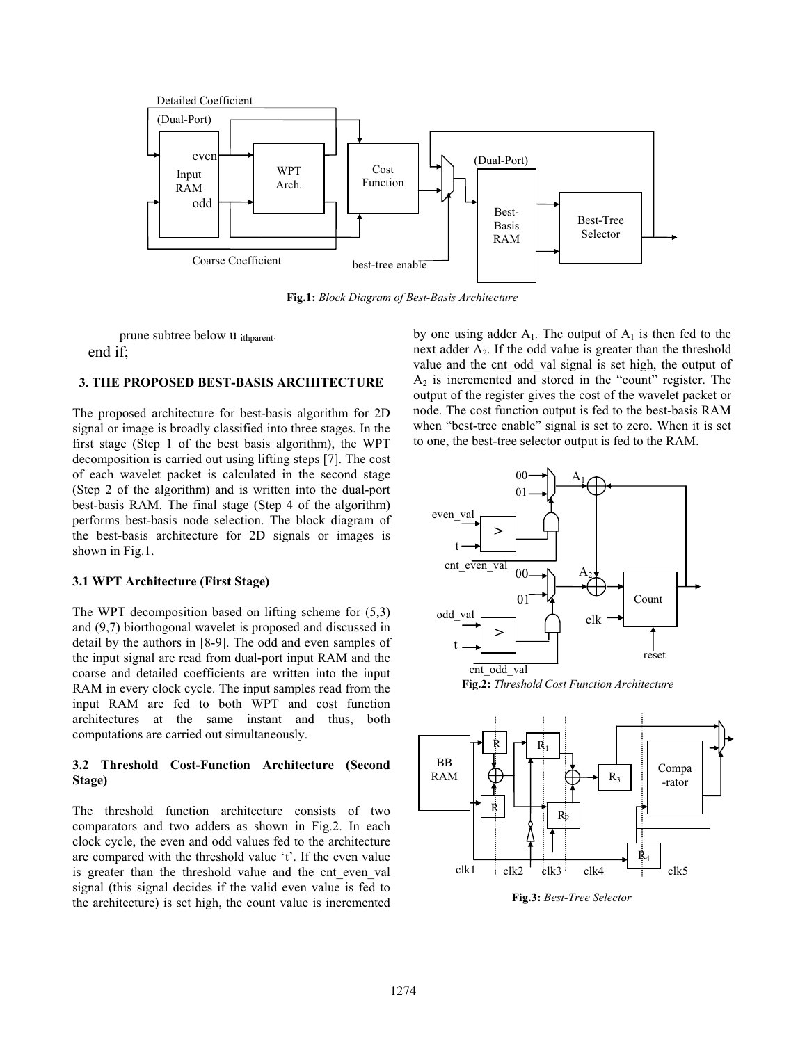**Fig.1:** *Block Diagram of Best-Basis Architecture*

prune subtree below $u_{ithparent}$.

end if;

## 3. THE PROPOSED BEST-BASIS ARCHITECTURE

The proposed architecture for best-basis algorithm for 2D signal or image is broadly classified into three stages. In the first stage (Step 1 of the best basis algorithm), the WPT decomposition is carried out using lifting steps [7]. The cost of each wavelet packet is calculated in the second stage (Step 2 of the algorithm) and is written into the dual-port best-basis RAM. The final stage (Step 4 of the algorithm) performs best-basis node selection. The block diagram of the best-basis architecture for 2D signals or images is shown in Fig.1.

### 3.1 WPT Architecture (First Stage)

The WPT decomposition based on lifting scheme for (5,3) and (9,7) biorthogonal wavelet is proposed and discussed in detail by the authors in [8-9]. The odd and even samples of the input signal are read from dual-port input RAM and the coarse and detailed coefficients are written into the input RAM in every clock cycle. The input samples read from the input RAM are fed to both WPT and cost function architectures at the same instant and thus, both computations are carried out simultaneously.

### 3.2 Threshold Cost-Function Architecture (Second Stage)

The threshold function architecture consists of two comparators and two adders as shown in Fig.2. In each clock cycle, the even and odd values fed to the architecture are compared with the threshold value 't'. If the even value is greater than the threshold value and the cnt_even_val signal (this signal decides if the valid even value is fed to the architecture) is set high, the count value is incremented by one using adder $A_1$. The output of $A_1$ is then fed to the next adder $A_2$. If the odd value is greater than the threshold value and the cnt_odd_val signal is set high, the output of $A_2$ is incremented and stored in the "count" register. The output of the register gives the cost of the wavelet packet or node. The cost function output is fed to the best-basis RAM when "best-tree enable" signal is set to zero. When it is set to one, the best-tree selector output is fed to the RAM.

**Fig.2:** *Threshold Cost Function Architecture*

**Fig.3:** *Best-Tree Selector*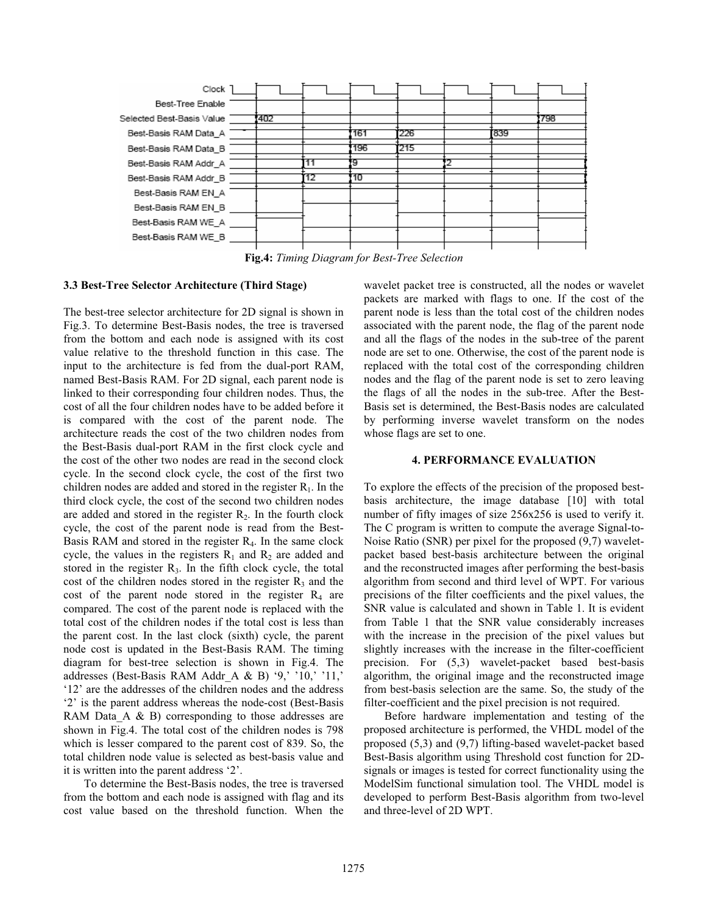**Fig.4:** *Timing Diagram for Best-Tree Selection*

### 3.3 Best-Tree Selector Architecture (Third Stage)

The best-tree selector architecture for 2D signal is shown in Fig.3. To determine Best-Basis nodes, the tree is traversed from the bottom and each node is assigned with its cost value relative to the threshold function in this case. The input to the architecture is fed from the dual-port RAM, named Best-Basis RAM. For 2D signal, each parent node is linked to their corresponding four children nodes. Thus, the cost of all the four children nodes have to be added before it is compared with the cost of the parent node. The architecture reads the cost of the two children nodes from the Best-Basis dual-port RAM in the first clock cycle and the cost of the other two nodes are read in the second clock cycle. In the second clock cycle, the cost of the first two children nodes are added and stored in the register $R_1$. In the third clock cycle, the cost of the second two children nodes are added and stored in the register $R_2$. In the fourth clock cycle, the cost of the parent node is read from the Best-Basis RAM and stored in the register $R_4$. In the same clock cycle, the values in the registers $R_1$ and $R_2$ are added and stored in the register $R_3$. In the fifth clock cycle, the total cost of the children nodes stored in the register $R_3$ and the cost of the parent node stored in the register $R_4$ are compared. The cost of the parent node is replaced with the total cost of the children nodes if the total cost is less than the parent cost. In the last clock (sixth) cycle, the parent node cost is updated in the Best-Basis RAM. The timing diagram for best-tree selection is shown in Fig.4. The addresses (Best-Basis RAM Addr_A & B) '9,' '10,' '11,' '12' are the addresses of the children nodes and the address '2' is the parent address whereas the node-cost (Best-Basis RAM Data_A & B) corresponding to those addresses are shown in Fig.4. The total cost of the children nodes is 798 which is lesser compared to the parent cost of 839. So, the total children node value is selected as best-basis value and it is written into the parent address '2'.

To determine the Best-Basis nodes, the tree is traversed from the bottom and each node is assigned with flag and its cost value based on the threshold function. When the wavelet packet tree is constructed, all the nodes or wavelet packets are marked with flags to one. If the cost of the parent node is less than the total cost of the children nodes associated with the parent node, the flag of the parent node and all the flags of the nodes in the sub-tree of the parent node are set to one. Otherwise, the cost of the parent node is replaced with the total cost of the corresponding children nodes and the flag of the parent node is set to zero leaving the flags of all the nodes in the sub-tree. After the Best-Basis set is determined, the Best-Basis nodes are calculated by performing inverse wavelet transform on the nodes whose flags are set to one.

## 4. PERFORMANCE EVALUATION

To explore the effects of the precision of the proposed best-basis architecture, the image database [10] with total number of fifty images of size 256x256 is used to verify it. The C program is written to compute the average Signal-to-Noise Ratio (SNR) per pixel for the proposed (9,7) wavelet-packet based best-basis architecture between the original and the reconstructed images after performing the best-basis algorithm from second and third level of WPT. For various precisions of the filter coefficients and the pixel values, the SNR value is calculated and shown in Table 1. It is evident from Table 1 that the SNR value considerably increases with the increase in the precision of the pixel values but slightly increases with the increase in the filter-coefficient precision. For (5,3) wavelet-packet based best-basis algorithm, the original image and the reconstructed image from best-basis selection are the same. So, the study of the filter-coefficient and the pixel precision is not required.

Before hardware implementation and testing of the proposed architecture is performed, the VHDL model of the proposed (5,3) and (9,7) lifting-based wavelet-packet based Best-Basis algorithm using Threshold cost function for 2D-signals or images is tested for correct functionality using the ModelSim functional simulation tool. The VHDL model is developed to perform Best-Basis algorithm from two-level and three-level of 2D WPT.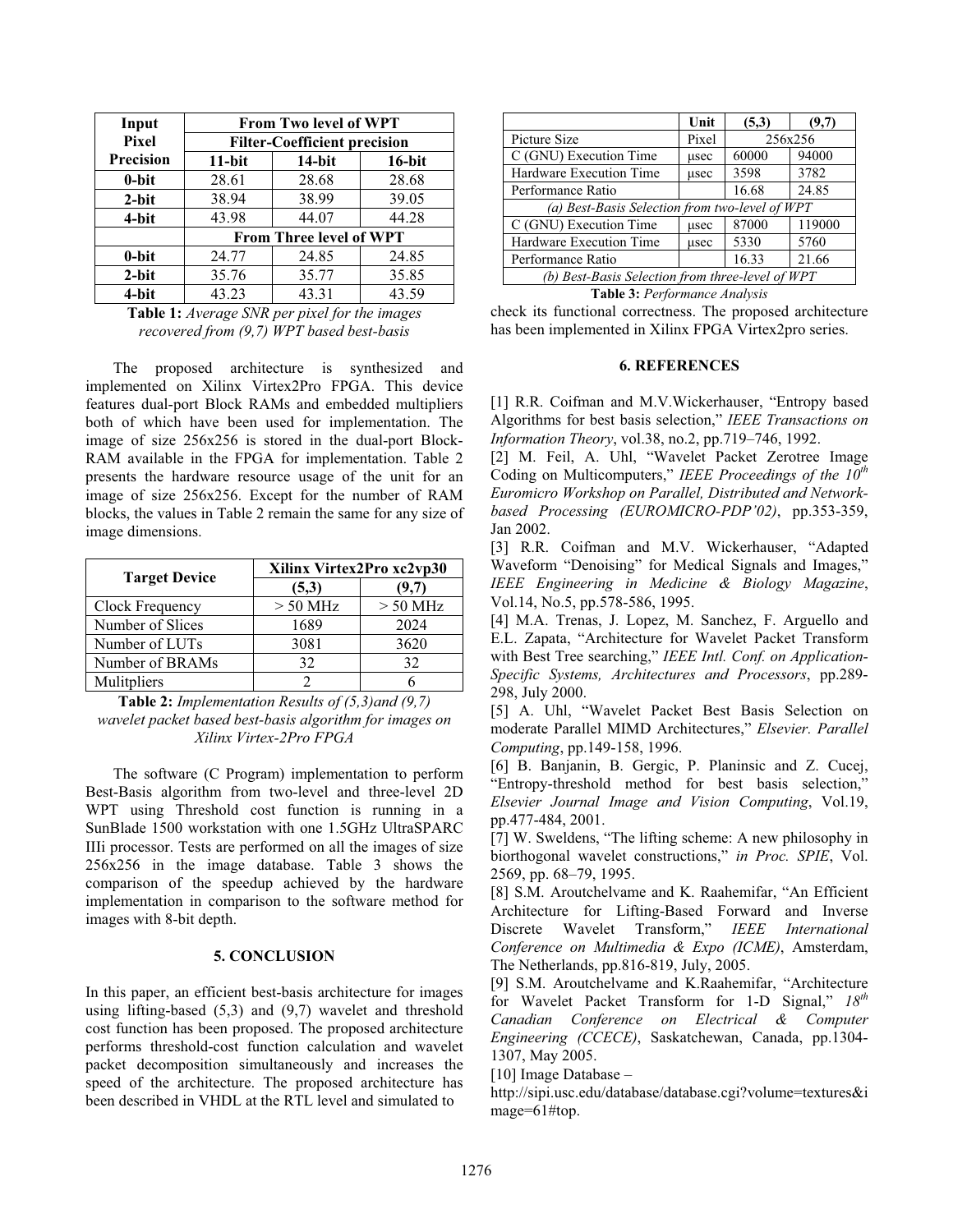| Input Pixel Precision | From Two level of WPT | | |
|---|---|---|---|
| | Filter-Coefficient precision | | |
| | 11-bit | 14-bit | 16-bit |
| 0-bit | 28.61 | 28.68 | 28.68 |
| 2-bit | 38.94 | 38.99 | 39.05 |
| 4-bit | 43.98 | 44.07 | 44.28 |
| | From Three level of WPT | | |
| 0-bit | 24.77 | 24.85 | 24.85 |
| 2-bit | 35.76 | 35.77 | 35.85 |
| 4-bit | 43.23 | 43.31 | 43.59 |

**Table 1:** *Average SNR per pixel for the images recovered from (9,7) WPT based best-basis*

The proposed architecture is synthesized and implemented on Xilinx Virtex2Pro FPGA. This device features dual-port Block RAMs and embedded multipliers both of which have been used for implementation. The image of size 256x256 is stored in the dual-port Block-RAM available in the FPGA for implementation. Table 2 presents the hardware resource usage of the unit for an image of size 256x256. Except for the number of RAM blocks, the values in Table 2 remain the same for any size of image dimensions.

| Target Device | Xilinx Virtex2Pro xc2vp30 | |
|---|---|---|
| | (5,3) | (9,7) |
| Clock Frequency | > 50 MHz | > 50 MHz |
| Number of Slices | 1689 | 2024 |
| Number of LUTs | 3081 | 3620 |
| Number of BRAMs | 32 | 32 |
| Mulitpliers | 2 | 6 |

**Table 2:** *Implementation Results of (5,3)and (9,7) wavelet packet based best-basis algorithm for images on Xilinx Virtex-2Pro FPGA*

The software (C Program) implementation to perform Best-Basis algorithm from two-level and three-level 2D WPT using Threshold cost function is running in a SunBlade 1500 workstation with one 1.5GHz UltraSPARC IIIi processor. Tests are performed on all the images of size 256x256 in the image database. Table 3 shows the comparison of the speedup achieved by the hardware implementation in comparison to the software method for images with 8-bit depth.

## 5. CONCLUSION

In this paper, an efficient best-basis architecture for images using lifting-based (5,3) and (9,7) wavelet and threshold cost function has been proposed. The proposed architecture performs threshold-cost function calculation and wavelet packet decomposition simultaneously and increases the speed of the architecture. The proposed architecture has been described in VHDL at the RTL level and simulated to check its functional correctness. The proposed architecture has been implemented in Xilinx FPGA Virtex2pro series.

| | Unit | (5,3) | (9,7) |
|---|---|---|---|
| Picture Size | Pixel | 256x256 | |
| C (GNU) Execution Time | μsec | 60000 | 94000 |
| Hardware Execution Time | μsec | 3598 | 3782 |
| Performance Ratio | | 16.68 | 24.85 |
| *(a) Best-Basis Selection from two-level of WPT* | | | |
| C (GNU) Execution Time | μsec | 87000 | 119000 |
| Hardware Execution Time | μsec | 5330 | 5760 |
| Performance Ratio | | 16.33 | 21.66 |
| *(b) Best-Basis Selection from three-level of WPT* | | | |

**Table 3:** *Performance Analysis*

## 6. REFERENCES

[1] R.R. Coifman and M.V.Wickerhauser, "Entropy based Algorithms for best basis selection," *IEEE Transactions on Information Theory*, vol.38, no.2, pp.719–746, 1992.

[2] M. Feil, A. Uhl, "Wavelet Packet Zerotree Image Coding on Multicomputers," *IEEE Proceedings of the 10th Euromicro Workshop on Parallel, Distributed and Network-based Processing (EUROMICRO-PDP'02)*, pp.353-359, Jan 2002.

[3] R.R. Coifman and M.V. Wickerhauser, "Adapted Waveform "Denoising" for Medical Signals and Images," *IEEE Engineering in Medicine & Biology Magazine*, Vol.14, No.5, pp.578-586, 1995.

[4] M.A. Trenas, J. Lopez, M. Sanchez, F. Arguello and E.L. Zapata, "Architecture for Wavelet Packet Transform with Best Tree searching," *IEEE Intl. Conf. on Application-Specific Systems, Architectures and Processors*, pp.289-298, July 2000.

[5] A. Uhl, "Wavelet Packet Best Basis Selection on moderate Parallel MIMD Architectures," *Elsevier. Parallel Computing*, pp.149-158, 1996.

[6] B. Banjanin, B. Gergic, P. Planinsic and Z. Cucej, "Entropy-threshold method for best basis selection," *Elsevier Journal Image and Vision Computing*, Vol.19, pp.477-484, 2001.

[7] W. Sweldens, "The lifting scheme: A new philosophy in biorthogonal wavelet constructions," *in Proc. SPIE*, Vol. 2569, pp. 68–79, 1995.

[8] S.M. Aroutchelvame and K. Raahemifar, "An Efficient Architecture for Lifting-Based Forward and Inverse Discrete Wavelet Transform," *IEEE International Conference on Multimedia & Expo (ICME)*, Amsterdam, The Netherlands, pp.816-819, July, 2005.

[9] S.M. Aroutchelvame and K.Raahemifar, "Architecture for Wavelet Packet Transform for 1-D Signal," *18th Canadian Conference on Electrical & Computer Engineering (CCECE)*, Saskatchewan, Canada, pp.1304-1307, May 2005.

[10] Image Database – http://sipi.usc.edu/database/database.cgi?volume=textures&image=61#top.